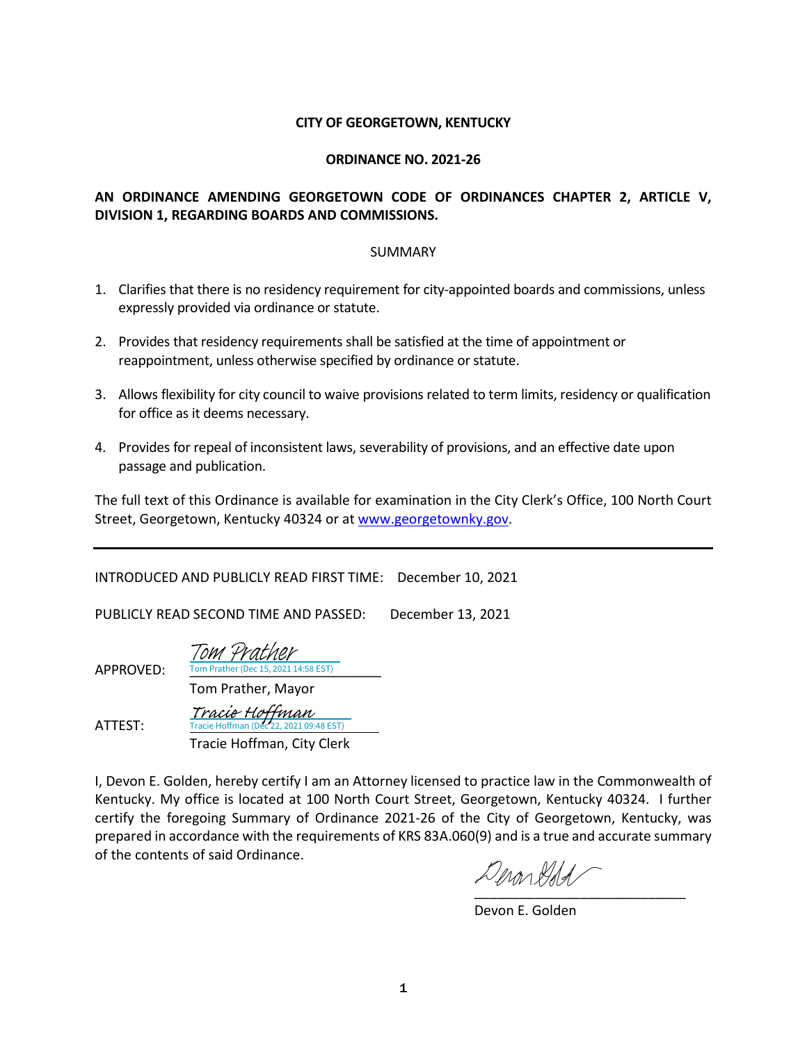**CITY OF GEORGETOWN, KENTUCKY**

**ORDINANCE NO. 2021-26**

**AN ORDINANCE AMENDING GEORGETOWN CODE OF ORDINANCES CHAPTER 2, ARTICLE V, DIVISION 1, REGARDING BOARDS AND COMMISSIONS.**

SUMMARY

1. Clarifies that there is no residency requirement for city-appointed boards and commissions, unless expressly provided via ordinance or statute.

2. Provides that residency requirements shall be satisfied at the time of appointment or reappointment, unless otherwise specified by ordinance or statute.

3. Allows flexibility for city council to waive provisions related to term limits, residency or qualification for office as it deems necessary.

4. Provides for repeal of inconsistent laws, severability of provisions, and an effective date upon passage and publication.

The full text of this Ordinance is available for examination in the City Clerk's Office, 100 North Court Street, Georgetown, Kentucky 40324 or at www.georgetownky.gov.

---

INTRODUCED AND PUBLICLY READ FIRST TIME: December 10, 2021

PUBLICLY READ SECOND TIME AND PASSED: December 13, 2021

APPROVED: Tom Prather
Tom Prather (Dec 15, 2021 14:58 EST)
Tom Prather, Mayor

ATTEST: Tracie Hoffman
Tracie Hoffman (Dec 22, 2021 09:48 EST)
Tracie Hoffman, City Clerk

I, Devon E. Golden, hereby certify I am an Attorney licensed to practice law in the Commonwealth of Kentucky. My office is located at 100 North Court Street, Georgetown, Kentucky 40324. I further certify the foregoing Summary of Ordinance 2021-26 of the City of Georgetown, Kentucky, was prepared in accordance with the requirements of KRS 83A.060(9) and is a true and accurate summary of the contents of said Ordinance.

Devon E. Golden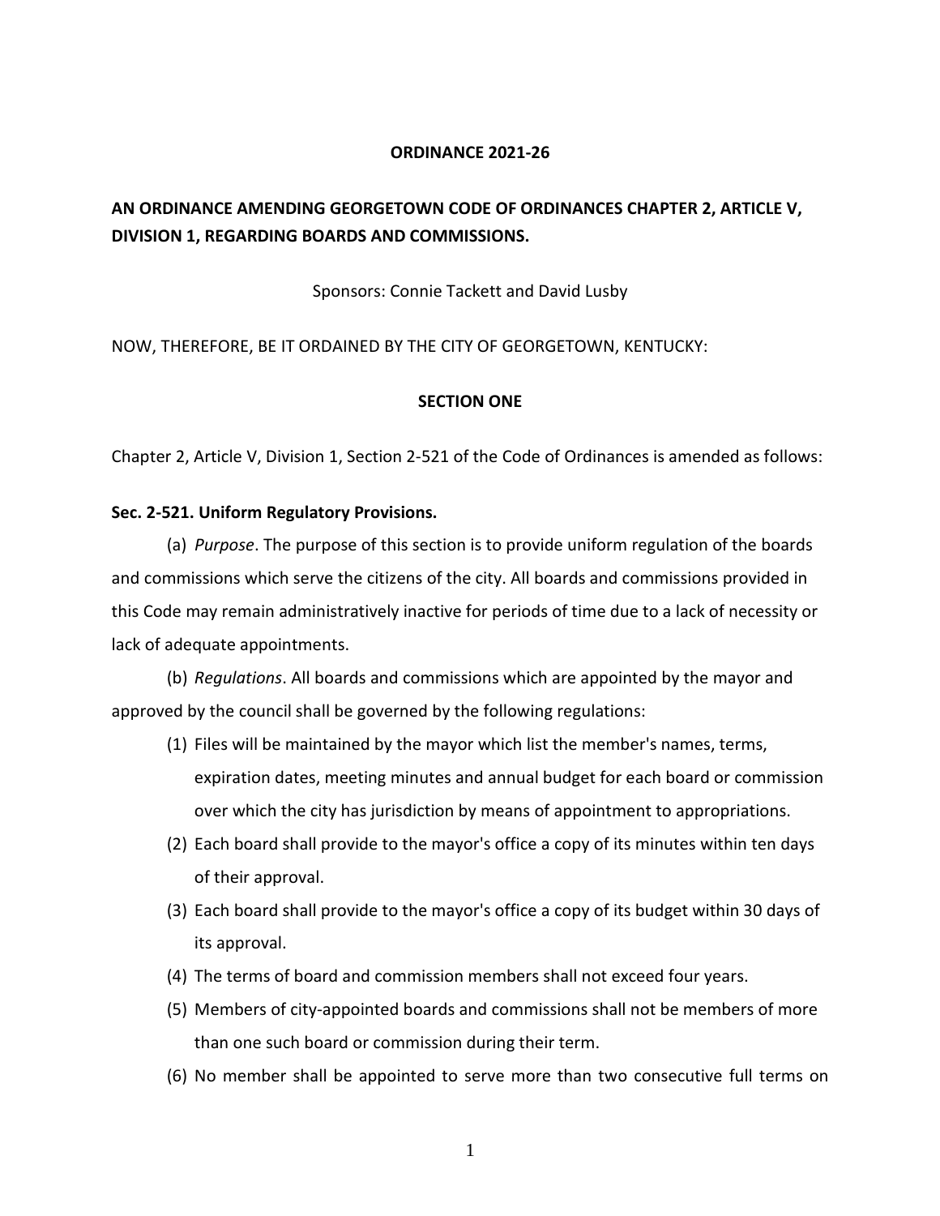**ORDINANCE 2021-26**

**AN ORDINANCE AMENDING GEORGETOWN CODE OF ORDINANCES CHAPTER 2, ARTICLE V, DIVISION 1, REGARDING BOARDS AND COMMISSIONS.**

Sponsors: Connie Tackett and David Lusby

NOW, THEREFORE, BE IT ORDAINED BY THE CITY OF GEORGETOWN, KENTUCKY:

**SECTION ONE**

Chapter 2, Article V, Division 1, Section 2-521 of the Code of Ordinances is amended as follows:

**Sec. 2-521. Uniform Regulatory Provisions.**

(a) *Purpose*. The purpose of this section is to provide uniform regulation of the boards and commissions which serve the citizens of the city. All boards and commissions provided in this Code may remain administratively inactive for periods of time due to a lack of necessity or lack of adequate appointments.

(b) *Regulations*. All boards and commissions which are appointed by the mayor and approved by the council shall be governed by the following regulations:

(1) Files will be maintained by the mayor which list the member's names, terms, expiration dates, meeting minutes and annual budget for each board or commission over which the city has jurisdiction by means of appointment to appropriations.

(2) Each board shall provide to the mayor's office a copy of its minutes within ten days of their approval.

(3) Each board shall provide to the mayor's office a copy of its budget within 30 days of its approval.

(4) The terms of board and commission members shall not exceed four years.

(5) Members of city-appointed boards and commissions shall not be members of more than one such board or commission during their term.

(6) No member shall be appointed to serve more than two consecutive full terms on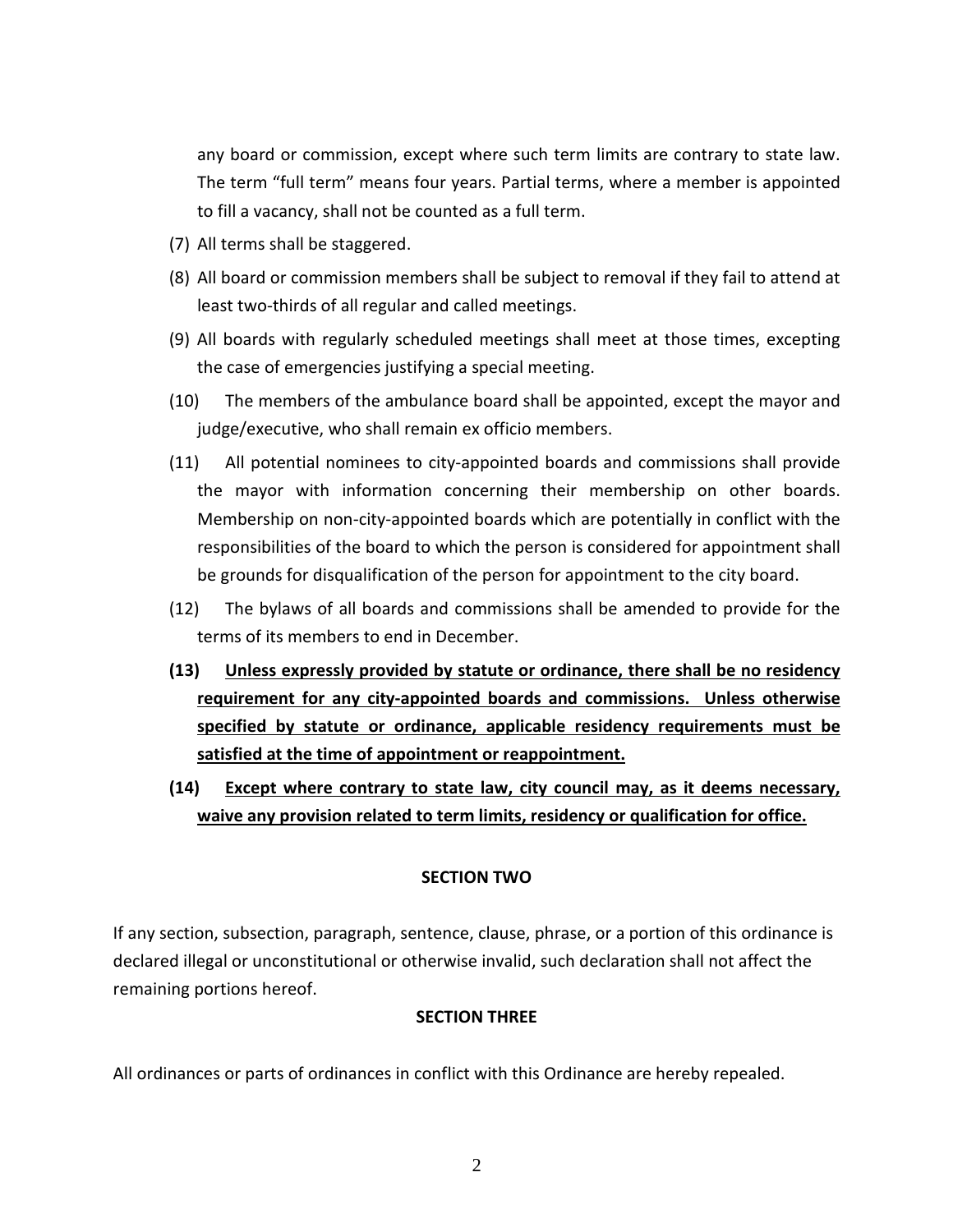any board or commission, except where such term limits are contrary to state law. The term "full term" means four years. Partial terms, where a member is appointed to fill a vacancy, shall not be counted as a full term.

(7) All terms shall be staggered.

(8) All board or commission members shall be subject to removal if they fail to attend at least two-thirds of all regular and called meetings.

(9) All boards with regularly scheduled meetings shall meet at those times, excepting the case of emergencies justifying a special meeting.

(10) The members of the ambulance board shall be appointed, except the mayor and judge/executive, who shall remain ex officio members.

(11) All potential nominees to city-appointed boards and commissions shall provide the mayor with information concerning their membership on other boards. Membership on non-city-appointed boards which are potentially in conflict with the responsibilities of the board to which the person is considered for appointment shall be grounds for disqualification of the person for appointment to the city board.

(12) The bylaws of all boards and commissions shall be amended to provide for the terms of its members to end in December.

**(13) <u>Unless expressly provided by statute or ordinance, there shall be no residency requirement for any city-appointed boards and commissions. Unless otherwise specified by statute or ordinance, applicable residency requirements must be satisfied at the time of appointment or reappointment.</u>**

**(14) <u>Except where contrary to state law, city council may, as it deems necessary, waive any provision related to term limits, residency or qualification for office.</u>**

## SECTION TWO

If any section, subsection, paragraph, sentence, clause, phrase, or a portion of this ordinance is declared illegal or unconstitutional or otherwise invalid, such declaration shall not affect the remaining portions hereof.

## SECTION THREE

All ordinances or parts of ordinances in conflict with this Ordinance are hereby repealed.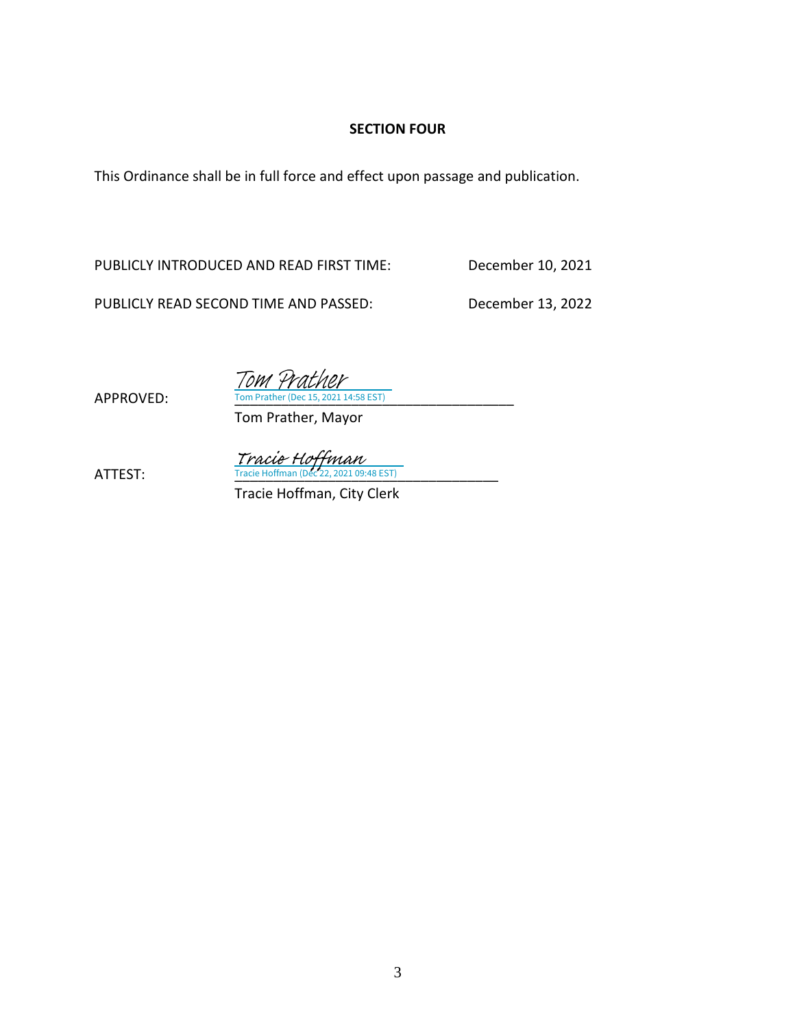**SECTION FOUR**

This Ordinance shall be in full force and effect upon passage and publication.

PUBLICLY INTRODUCED AND READ FIRST TIME: December 10, 2021

PUBLICLY READ SECOND TIME AND PASSED: December 13, 2022

APPROVED: *Tom Prather*
Tom Prather (Dec 15, 2021 14:58 EST)
Tom Prather, Mayor

ATTEST: *Tracie Hoffman*
Tracie Hoffman (Dec 22, 2021 09:48 EST)
Tracie Hoffman, City Clerk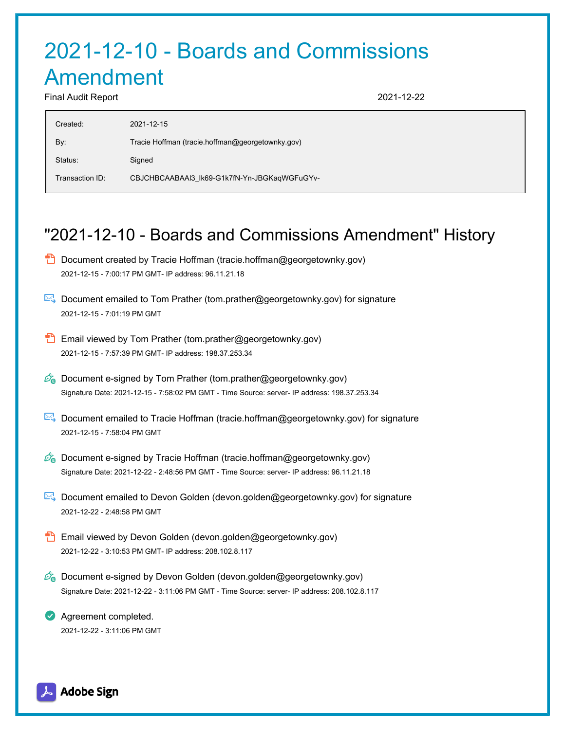# 2021-12-10 - Boards and Commissions Amendment

Final Audit Report 2021-12-22

| | |
|---|---|
| Created: | 2021-12-15 |
| By: | Tracie Hoffman (tracie.hoffman@georgetownky.gov) |
| Status: | Signed |
| Transaction ID: | CBJCHBCAABAAI3_Ik69-G1k7fN-Yn-JBGKaqWGFuGYv- |

## "2021-12-10 - Boards and Commissions Amendment" History

- Document created by Tracie Hoffman (tracie.hoffman@georgetownky.gov)
  2021-12-15 - 7:00:17 PM GMT- IP address: 96.11.21.18

- Document emailed to Tom Prather (tom.prather@georgetownky.gov) for signature
  2021-12-15 - 7:01:19 PM GMT

- Email viewed by Tom Prather (tom.prather@georgetownky.gov)
  2021-12-15 - 7:57:39 PM GMT- IP address: 198.37.253.34

- Document e-signed by Tom Prather (tom.prather@georgetownky.gov)
  Signature Date: 2021-12-15 - 7:58:02 PM GMT - Time Source: server- IP address: 198.37.253.34

- Document emailed to Tracie Hoffman (tracie.hoffman@georgetownky.gov) for signature
  2021-12-15 - 7:58:04 PM GMT

- Document e-signed by Tracie Hoffman (tracie.hoffman@georgetownky.gov)
  Signature Date: 2021-12-22 - 2:48:56 PM GMT - Time Source: server- IP address: 96.11.21.18

- Document emailed to Devon Golden (devon.golden@georgetownky.gov) for signature
  2021-12-22 - 2:48:58 PM GMT

- Email viewed by Devon Golden (devon.golden@georgetownky.gov)
  2021-12-22 - 3:10:53 PM GMT- IP address: 208.102.8.117

- Document e-signed by Devon Golden (devon.golden@georgetownky.gov)
  Signature Date: 2021-12-22 - 3:11:06 PM GMT - Time Source: server- IP address: 208.102.8.117

- Agreement completed.
  2021-12-22 - 3:11:06 PM GMT

Adobe Sign